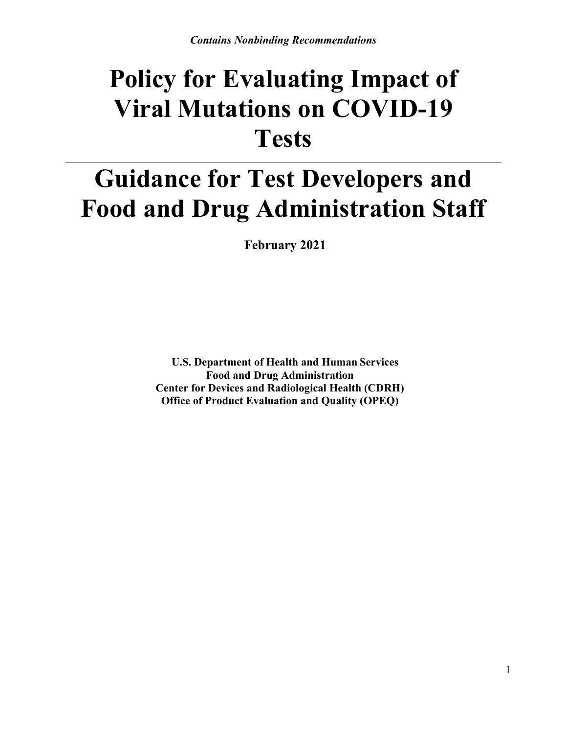*Contains Nonbinding Recommendations*

# Policy for Evaluating Impact of Viral Mutations on COVID-19 Tests

# Guidance for Test Developers and Food and Drug Administration Staff

**February 2021**

**U.S. Department of Health and Human Services**
**Food and Drug Administration**
**Center for Devices and Radiological Health (CDRH)**
**Office of Product Evaluation and Quality (OPEQ)**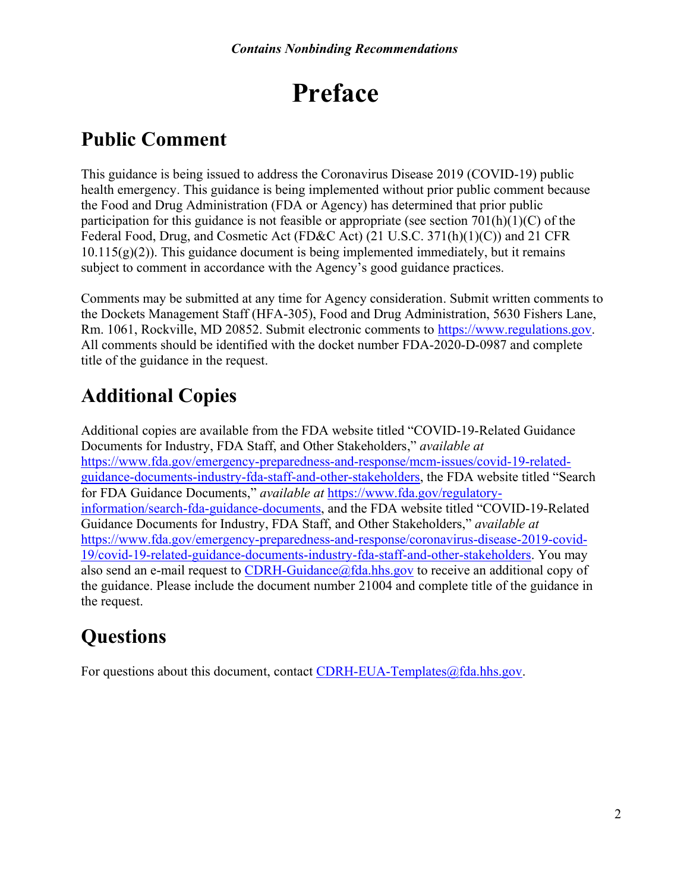# Preface

## Public Comment

This guidance is being issued to address the Coronavirus Disease 2019 (COVID-19) public health emergency. This guidance is being implemented without prior public comment because the Food and Drug Administration (FDA or Agency) has determined that prior public participation for this guidance is not feasible or appropriate (see section 701(h)(1)(C) of the Federal Food, Drug, and Cosmetic Act (FD&C Act) (21 U.S.C. 371(h)(1)(C)) and 21 CFR 10.115(g)(2)). This guidance document is being implemented immediately, but it remains subject to comment in accordance with the Agency's good guidance practices.

Comments may be submitted at any time for Agency consideration. Submit written comments to the Dockets Management Staff (HFA-305), Food and Drug Administration, 5630 Fishers Lane, Rm. 1061, Rockville, MD 20852. Submit electronic comments to https://www.regulations.gov. All comments should be identified with the docket number FDA-2020-D-0987 and complete title of the guidance in the request.

## Additional Copies

Additional copies are available from the FDA website titled "COVID-19-Related Guidance Documents for Industry, FDA Staff, and Other Stakeholders," *available at* https://www.fda.gov/emergency-preparedness-and-response/mcm-issues/covid-19-related-guidance-documents-industry-fda-staff-and-other-stakeholders, the FDA website titled "Search for FDA Guidance Documents," *available at* https://www.fda.gov/regulatory-information/search-fda-guidance-documents, and the FDA website titled "COVID-19-Related Guidance Documents for Industry, FDA Staff, and Other Stakeholders," *available at* https://www.fda.gov/emergency-preparedness-and-response/coronavirus-disease-2019-covid-19/covid-19-related-guidance-documents-industry-fda-staff-and-other-stakeholders. You may also send an e-mail request to CDRH-Guidance@fda.hhs.gov to receive an additional copy of the guidance. Please include the document number 21004 and complete title of the guidance in the request.

## Questions

For questions about this document, contact CDRH-EUA-Templates@fda.hhs.gov.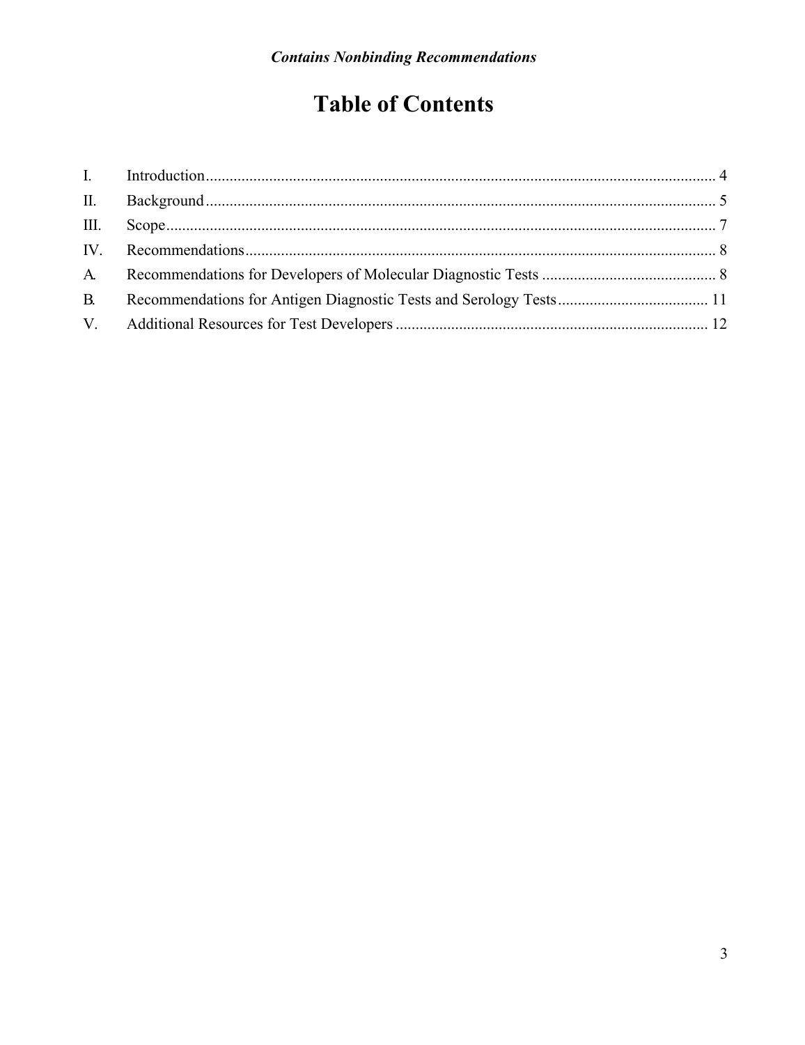# Table of Contents

| | | |
|---|---|---|
| I. | Introduction | 4 |
| II. | Background | 5 |
| III. | Scope | 7 |
| IV. | Recommendations | 8 |
| A. | Recommendations for Developers of Molecular Diagnostic Tests | 8 |
| B. | Recommendations for Antigen Diagnostic Tests and Serology Tests | 11 |
| V. | Additional Resources for Test Developers | 12 |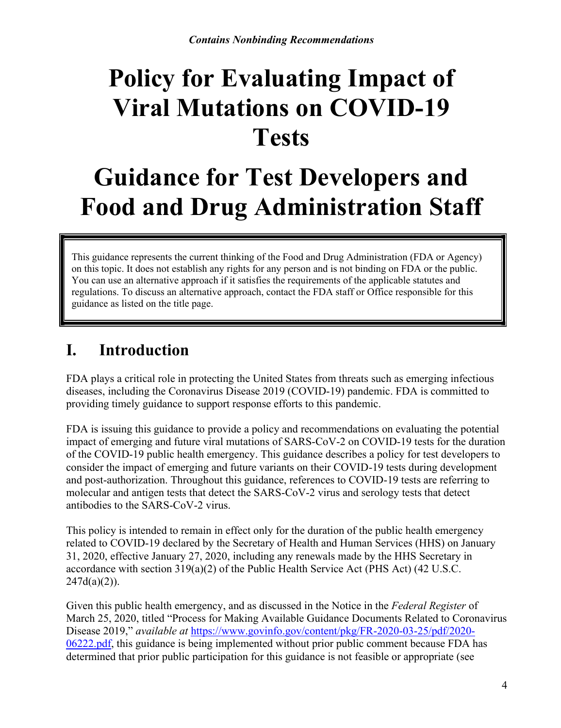*Contains Nonbinding Recommendations*

# Policy for Evaluating Impact of Viral Mutations on COVID-19 Tests

# Guidance for Test Developers and Food and Drug Administration Staff

> This guidance represents the current thinking of the Food and Drug Administration (FDA or Agency) on this topic. It does not establish any rights for any person and is not binding on FDA or the public. You can use an alternative approach if it satisfies the requirements of the applicable statutes and regulations. To discuss an alternative approach, contact the FDA staff or Office responsible for this guidance as listed on the title page.

## I. Introduction

FDA plays a critical role in protecting the United States from threats such as emerging infectious diseases, including the Coronavirus Disease 2019 (COVID-19) pandemic. FDA is committed to providing timely guidance to support response efforts to this pandemic.

FDA is issuing this guidance to provide a policy and recommendations on evaluating the potential impact of emerging and future viral mutations of SARS-CoV-2 on COVID-19 tests for the duration of the COVID-19 public health emergency. This guidance describes a policy for test developers to consider the impact of emerging and future variants on their COVID-19 tests during development and post-authorization. Throughout this guidance, references to COVID-19 tests are referring to molecular and antigen tests that detect the SARS-CoV-2 virus and serology tests that detect antibodies to the SARS-CoV-2 virus.

This policy is intended to remain in effect only for the duration of the public health emergency related to COVID-19 declared by the Secretary of Health and Human Services (HHS) on January 31, 2020, effective January 27, 2020, including any renewals made by the HHS Secretary in accordance with section 319(a)(2) of the Public Health Service Act (PHS Act) (42 U.S.C. 247d(a)(2)).

Given this public health emergency, and as discussed in the Notice in the *Federal Register* of March 25, 2020, titled "Process for Making Available Guidance Documents Related to Coronavirus Disease 2019," *available at* https://www.govinfo.gov/content/pkg/FR-2020-03-25/pdf/2020-06222.pdf, this guidance is being implemented without prior public comment because FDA has determined that prior public participation for this guidance is not feasible or appropriate (see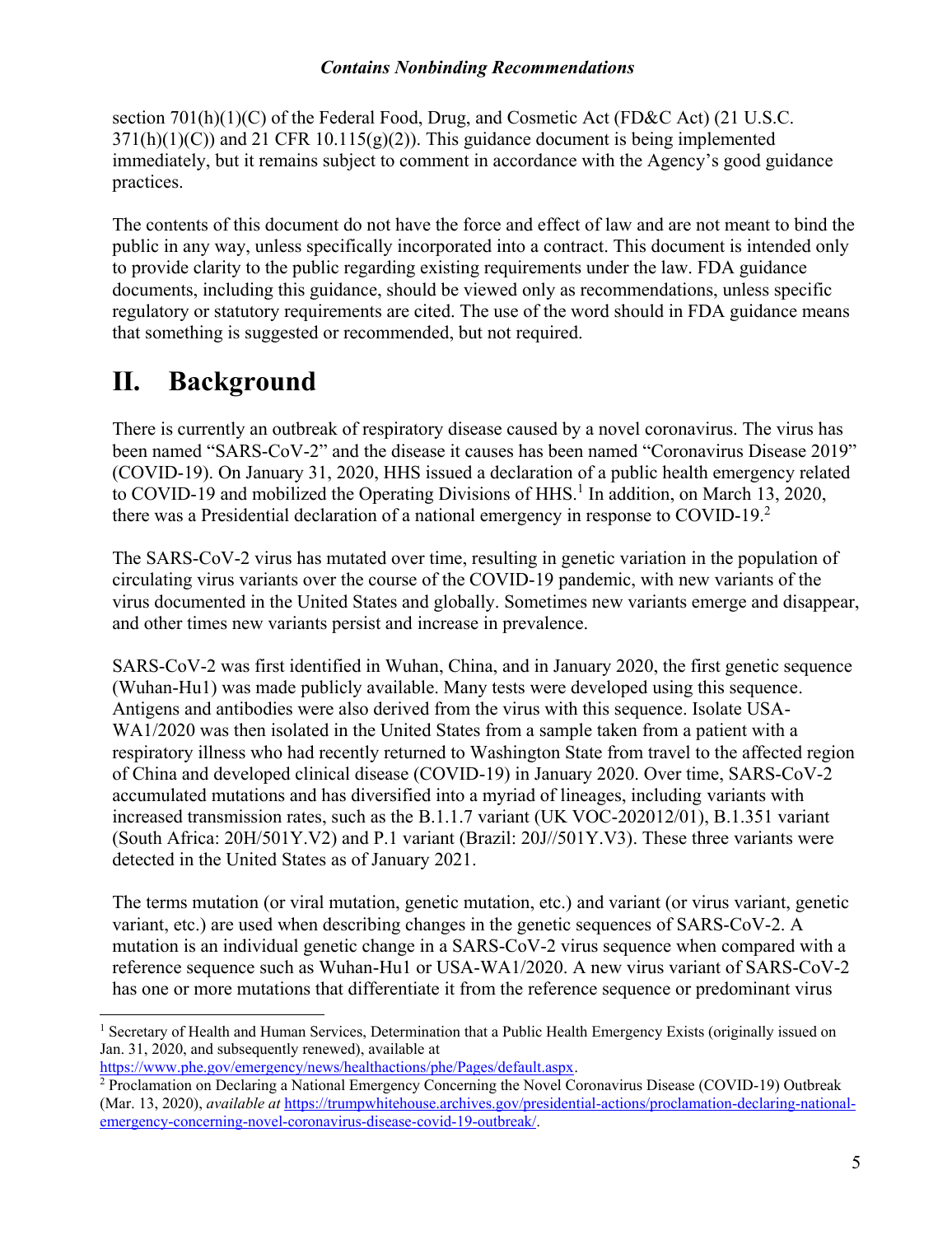section 701(h)(1)(C) of the Federal Food, Drug, and Cosmetic Act (FD&C Act) (21 U.S.C. 371(h)(1)(C)) and 21 CFR 10.115(g)(2)). This guidance document is being implemented immediately, but it remains subject to comment in accordance with the Agency's good guidance practices.

The contents of this document do not have the force and effect of law and are not meant to bind the public in any way, unless specifically incorporated into a contract. This document is intended only to provide clarity to the public regarding existing requirements under the law. FDA guidance documents, including this guidance, should be viewed only as recommendations, unless specific regulatory or statutory requirements are cited. The use of the word should in FDA guidance means that something is suggested or recommended, but not required.

# II. Background

There is currently an outbreak of respiratory disease caused by a novel coronavirus. The virus has been named "SARS-CoV-2" and the disease it causes has been named "Coronavirus Disease 2019" (COVID-19). On January 31, 2020, HHS issued a declaration of a public health emergency related to COVID-19 and mobilized the Operating Divisions of HHS.[1] In addition, on March 13, 2020, there was a Presidential declaration of a national emergency in response to COVID-19.[2]

The SARS-CoV-2 virus has mutated over time, resulting in genetic variation in the population of circulating virus variants over the course of the COVID-19 pandemic, with new variants of the virus documented in the United States and globally. Sometimes new variants emerge and disappear, and other times new variants persist and increase in prevalence.

SARS-CoV-2 was first identified in Wuhan, China, and in January 2020, the first genetic sequence (Wuhan-Hu1) was made publicly available. Many tests were developed using this sequence. Antigens and antibodies were also derived from the virus with this sequence. Isolate USA-WA1/2020 was then isolated in the United States from a sample taken from a patient with a respiratory illness who had recently returned to Washington State from travel to the affected region of China and developed clinical disease (COVID-19) in January 2020. Over time, SARS-CoV-2 accumulated mutations and has diversified into a myriad of lineages, including variants with increased transmission rates, such as the B.1.1.7 variant (UK VOC-202012/01), B.1.351 variant (South Africa: 20H/501Y.V2) and P.1 variant (Brazil: 20J//501Y.V3). These three variants were detected in the United States as of January 2021.

The terms mutation (or viral mutation, genetic mutation, etc.) and variant (or virus variant, genetic variant, etc.) are used when describing changes in the genetic sequences of SARS-CoV-2. A mutation is an individual genetic change in a SARS-CoV-2 virus sequence when compared with a reference sequence such as Wuhan-Hu1 or USA-WA1/2020. A new virus variant of SARS-CoV-2 has one or more mutations that differentiate it from the reference sequence or predominant virus

---

[1] Secretary of Health and Human Services, Determination that a Public Health Emergency Exists (originally issued on Jan. 31, 2020, and subsequently renewed), available at https://www.phe.gov/emergency/news/healthactions/phe/Pages/default.aspx.

[2] Proclamation on Declaring a National Emergency Concerning the Novel Coronavirus Disease (COVID-19) Outbreak (Mar. 13, 2020), *available at* https://trumpwhitehouse.archives.gov/presidential-actions/proclamation-declaring-national-emergency-concerning-novel-coronavirus-disease-covid-19-outbreak/.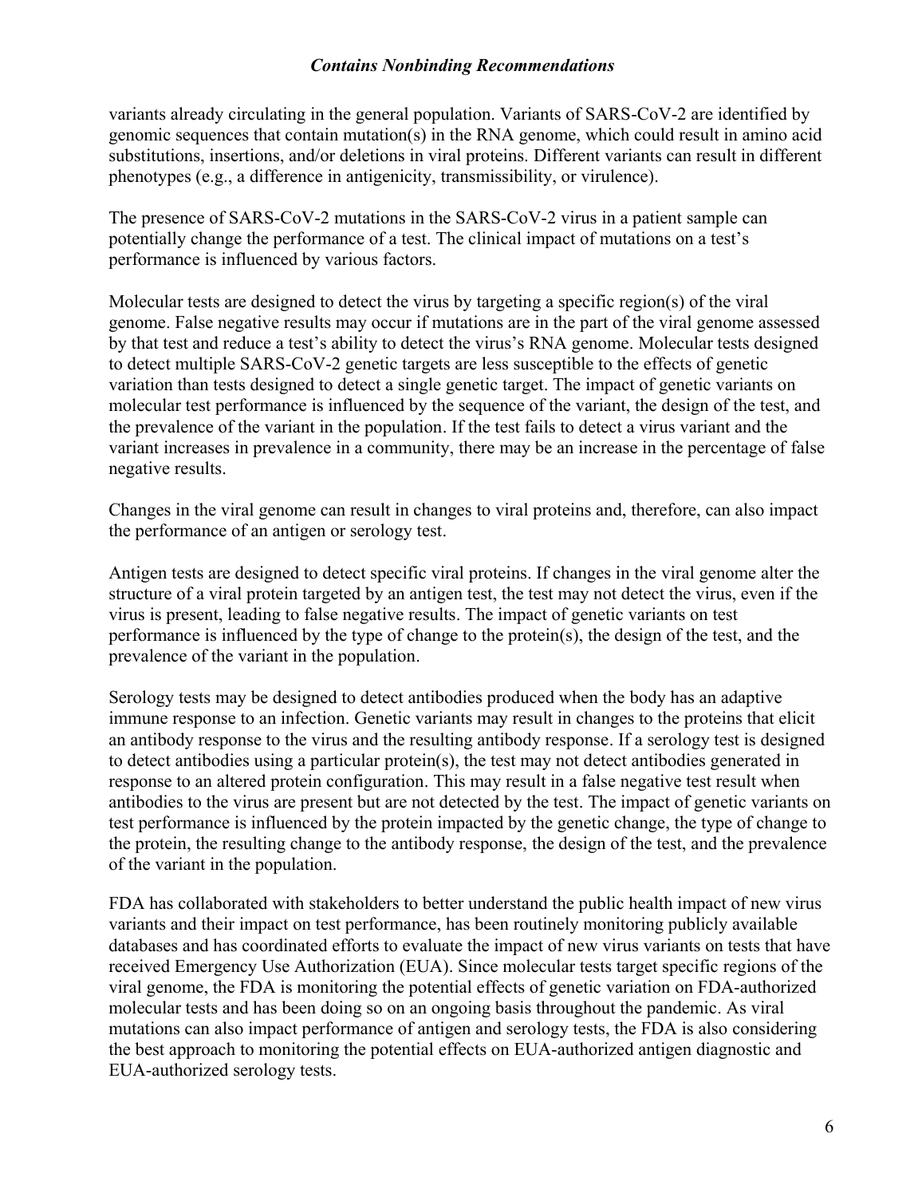variants already circulating in the general population. Variants of SARS-CoV-2 are identified by genomic sequences that contain mutation(s) in the RNA genome, which could result in amino acid substitutions, insertions, and/or deletions in viral proteins. Different variants can result in different phenotypes (e.g., a difference in antigenicity, transmissibility, or virulence).

The presence of SARS-CoV-2 mutations in the SARS-CoV-2 virus in a patient sample can potentially change the performance of a test. The clinical impact of mutations on a test's performance is influenced by various factors.

Molecular tests are designed to detect the virus by targeting a specific region(s) of the viral genome. False negative results may occur if mutations are in the part of the viral genome assessed by that test and reduce a test's ability to detect the virus's RNA genome. Molecular tests designed to detect multiple SARS-CoV-2 genetic targets are less susceptible to the effects of genetic variation than tests designed to detect a single genetic target. The impact of genetic variants on molecular test performance is influenced by the sequence of the variant, the design of the test, and the prevalence of the variant in the population. If the test fails to detect a virus variant and the variant increases in prevalence in a community, there may be an increase in the percentage of false negative results.

Changes in the viral genome can result in changes to viral proteins and, therefore, can also impact the performance of an antigen or serology test.

Antigen tests are designed to detect specific viral proteins. If changes in the viral genome alter the structure of a viral protein targeted by an antigen test, the test may not detect the virus, even if the virus is present, leading to false negative results. The impact of genetic variants on test performance is influenced by the type of change to the protein(s), the design of the test, and the prevalence of the variant in the population.

Serology tests may be designed to detect antibodies produced when the body has an adaptive immune response to an infection. Genetic variants may result in changes to the proteins that elicit an antibody response to the virus and the resulting antibody response. If a serology test is designed to detect antibodies using a particular protein(s), the test may not detect antibodies generated in response to an altered protein configuration. This may result in a false negative test result when antibodies to the virus are present but are not detected by the test. The impact of genetic variants on test performance is influenced by the protein impacted by the genetic change, the type of change to the protein, the resulting change to the antibody response, the design of the test, and the prevalence of the variant in the population.

FDA has collaborated with stakeholders to better understand the public health impact of new virus variants and their impact on test performance, has been routinely monitoring publicly available databases and has coordinated efforts to evaluate the impact of new virus variants on tests that have received Emergency Use Authorization (EUA). Since molecular tests target specific regions of the viral genome, the FDA is monitoring the potential effects of genetic variation on FDA-authorized molecular tests and has been doing so on an ongoing basis throughout the pandemic. As viral mutations can also impact performance of antigen and serology tests, the FDA is also considering the best approach to monitoring the potential effects on EUA-authorized antigen diagnostic and EUA-authorized serology tests.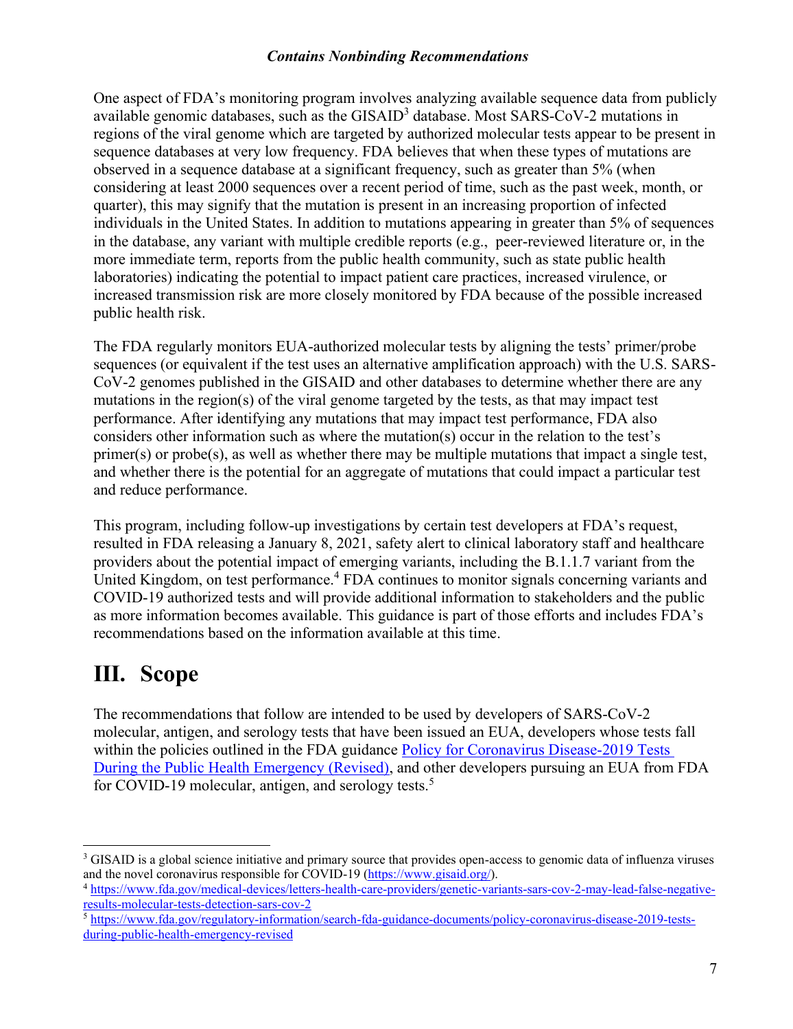One aspect of FDA's monitoring program involves analyzing available sequence data from publicly available genomic databases, such as the GISAID[3] database. Most SARS-CoV-2 mutations in regions of the viral genome which are targeted by authorized molecular tests appear to be present in sequence databases at very low frequency. FDA believes that when these types of mutations are observed in a sequence database at a significant frequency, such as greater than 5% (when considering at least 2000 sequences over a recent period of time, such as the past week, month, or quarter), this may signify that the mutation is present in an increasing proportion of infected individuals in the United States. In addition to mutations appearing in greater than 5% of sequences in the database, any variant with multiple credible reports (e.g., peer-reviewed literature or, in the more immediate term, reports from the public health community, such as state public health laboratories) indicating the potential to impact patient care practices, increased virulence, or increased transmission risk are more closely monitored by FDA because of the possible increased public health risk.

The FDA regularly monitors EUA-authorized molecular tests by aligning the tests' primer/probe sequences (or equivalent if the test uses an alternative amplification approach) with the U.S. SARS-CoV-2 genomes published in the GISAID and other databases to determine whether there are any mutations in the region(s) of the viral genome targeted by the tests, as that may impact test performance. After identifying any mutations that may impact test performance, FDA also considers other information such as where the mutation(s) occur in the relation to the test's primer(s) or probe(s), as well as whether there may be multiple mutations that impact a single test, and whether there is the potential for an aggregate of mutations that could impact a particular test and reduce performance.

This program, including follow-up investigations by certain test developers at FDA's request, resulted in FDA releasing a January 8, 2021, safety alert to clinical laboratory staff and healthcare providers about the potential impact of emerging variants, including the B.1.1.7 variant from the United Kingdom, on test performance.[4] FDA continues to monitor signals concerning variants and COVID-19 authorized tests and will provide additional information to stakeholders and the public as more information becomes available. This guidance is part of those efforts and includes FDA's recommendations based on the information available at this time.

# III. Scope

The recommendations that follow are intended to be used by developers of SARS-CoV-2 molecular, antigen, and serology tests that have been issued an EUA, developers whose tests fall within the policies outlined in the FDA guidance [Policy for Coronavirus Disease-2019 Tests During the Public Health Emergency (Revised)](https://www.fda.gov/regulatory-information/search-fda-guidance-documents/policy-coronavirus-disease-2019-tests-during-public-health-emergency-revised), and other developers pursuing an EUA from FDA for COVID-19 molecular, antigen, and serology tests.[5]

---

[3] GISAID is a global science initiative and primary source that provides open-access to genomic data of influenza viruses and the novel coronavirus responsible for COVID-19 (https://www.gisaid.org/).

[4] https://www.fda.gov/medical-devices/letters-health-care-providers/genetic-variants-sars-cov-2-may-lead-false-negative-results-molecular-tests-detection-sars-cov-2

[5] https://www.fda.gov/regulatory-information/search-fda-guidance-documents/policy-coronavirus-disease-2019-tests-during-public-health-emergency-revised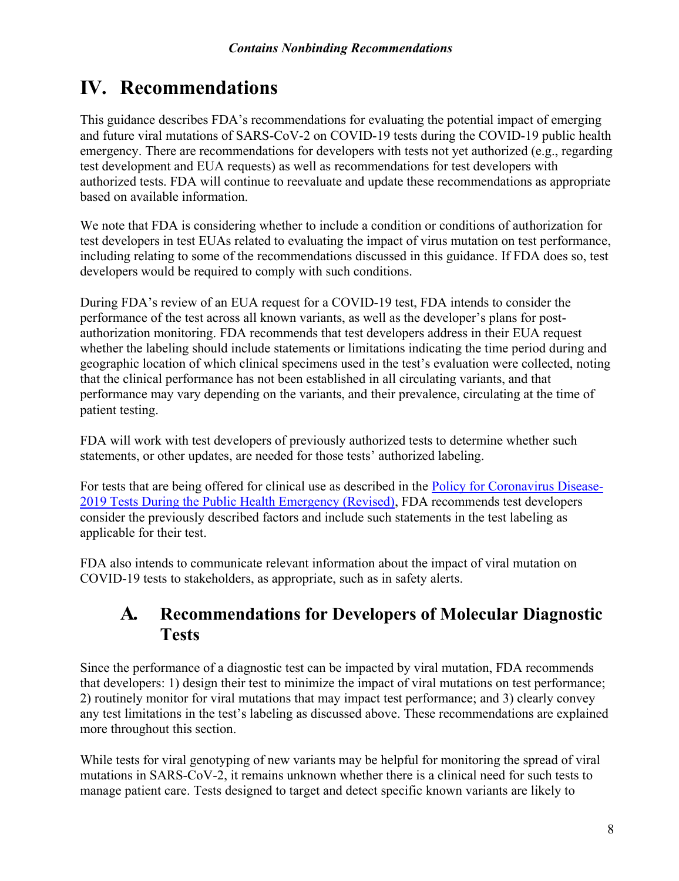# IV. Recommendations

This guidance describes FDA's recommendations for evaluating the potential impact of emerging and future viral mutations of SARS-CoV-2 on COVID-19 tests during the COVID-19 public health emergency. There are recommendations for developers with tests not yet authorized (e.g., regarding test development and EUA requests) as well as recommendations for test developers with authorized tests. FDA will continue to reevaluate and update these recommendations as appropriate based on available information.

We note that FDA is considering whether to include a condition or conditions of authorization for test developers in test EUAs related to evaluating the impact of virus mutation on test performance, including relating to some of the recommendations discussed in this guidance. If FDA does so, test developers would be required to comply with such conditions.

During FDA's review of an EUA request for a COVID-19 test, FDA intends to consider the performance of the test across all known variants, as well as the developer's plans for post-authorization monitoring. FDA recommends that test developers address in their EUA request whether the labeling should include statements or limitations indicating the time period during and geographic location of which clinical specimens used in the test's evaluation were collected, noting that the clinical performance has not been established in all circulating variants, and that performance may vary depending on the variants, and their prevalence, circulating at the time of patient testing.

FDA will work with test developers of previously authorized tests to determine whether such statements, or other updates, are needed for those tests' authorized labeling.

For tests that are being offered for clinical use as described in the Policy for Coronavirus Disease-2019 Tests During the Public Health Emergency (Revised), FDA recommends test developers consider the previously described factors and include such statements in the test labeling as applicable for their test.

FDA also intends to communicate relevant information about the impact of viral mutation on COVID-19 tests to stakeholders, as appropriate, such as in safety alerts.

## A. Recommendations for Developers of Molecular Diagnostic Tests

Since the performance of a diagnostic test can be impacted by viral mutation, FDA recommends that developers: 1) design their test to minimize the impact of viral mutations on test performance; 2) routinely monitor for viral mutations that may impact test performance; and 3) clearly convey any test limitations in the test's labeling as discussed above. These recommendations are explained more throughout this section.

While tests for viral genotyping of new variants may be helpful for monitoring the spread of viral mutations in SARS-CoV-2, it remains unknown whether there is a clinical need for such tests to manage patient care. Tests designed to target and detect specific known variants are likely to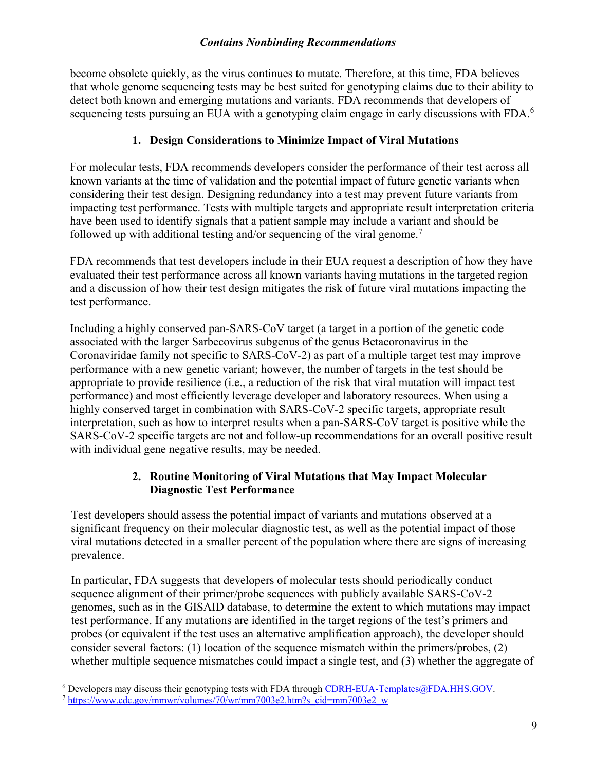become obsolete quickly, as the virus continues to mutate. Therefore, at this time, FDA believes that whole genome sequencing tests may be best suited for genotyping claims due to their ability to detect both known and emerging mutations and variants. FDA recommends that developers of sequencing tests pursuing an EUA with a genotyping claim engage in early discussions with FDA.[6]

### 1. Design Considerations to Minimize Impact of Viral Mutations

For molecular tests, FDA recommends developers consider the performance of their test across all known variants at the time of validation and the potential impact of future genetic variants when considering their test design. Designing redundancy into a test may prevent future variants from impacting test performance. Tests with multiple targets and appropriate result interpretation criteria have been used to identify signals that a patient sample may include a variant and should be followed up with additional testing and/or sequencing of the viral genome.[7]

FDA recommends that test developers include in their EUA request a description of how they have evaluated their test performance across all known variants having mutations in the targeted region and a discussion of how their test design mitigates the risk of future viral mutations impacting the test performance.

Including a highly conserved pan-SARS-CoV target (a target in a portion of the genetic code associated with the larger Sarbecovirus subgenus of the genus Betacoronavirus in the Coronaviridae family not specific to SARS-CoV-2) as part of a multiple target test may improve performance with a new genetic variant; however, the number of targets in the test should be appropriate to provide resilience (i.e., a reduction of the risk that viral mutation will impact test performance) and most efficiently leverage developer and laboratory resources. When using a highly conserved target in combination with SARS-CoV-2 specific targets, appropriate result interpretation, such as how to interpret results when a pan-SARS-CoV target is positive while the SARS-CoV-2 specific targets are not and follow-up recommendations for an overall positive result with individual gene negative results, may be needed.

### 2. Routine Monitoring of Viral Mutations that May Impact Molecular Diagnostic Test Performance

Test developers should assess the potential impact of variants and mutations observed at a significant frequency on their molecular diagnostic test, as well as the potential impact of those viral mutations detected in a smaller percent of the population where there are signs of increasing prevalence.

In particular, FDA suggests that developers of molecular tests should periodically conduct sequence alignment of their primer/probe sequences with publicly available SARS-CoV-2 genomes, such as in the GISAID database, to determine the extent to which mutations may impact test performance. If any mutations are identified in the target regions of the test's primers and probes (or equivalent if the test uses an alternative amplification approach), the developer should consider several factors: (1) location of the sequence mismatch within the primers/probes, (2) whether multiple sequence mismatches could impact a single test, and (3) whether the aggregate of

---

[6] Developers may discuss their genotyping tests with FDA through CDRH-EUA-Templates@FDA.HHS.GOV.

[7] https://www.cdc.gov/mmwr/volumes/70/wr/mm7003e2.htm?s_cid=mm7003e2_w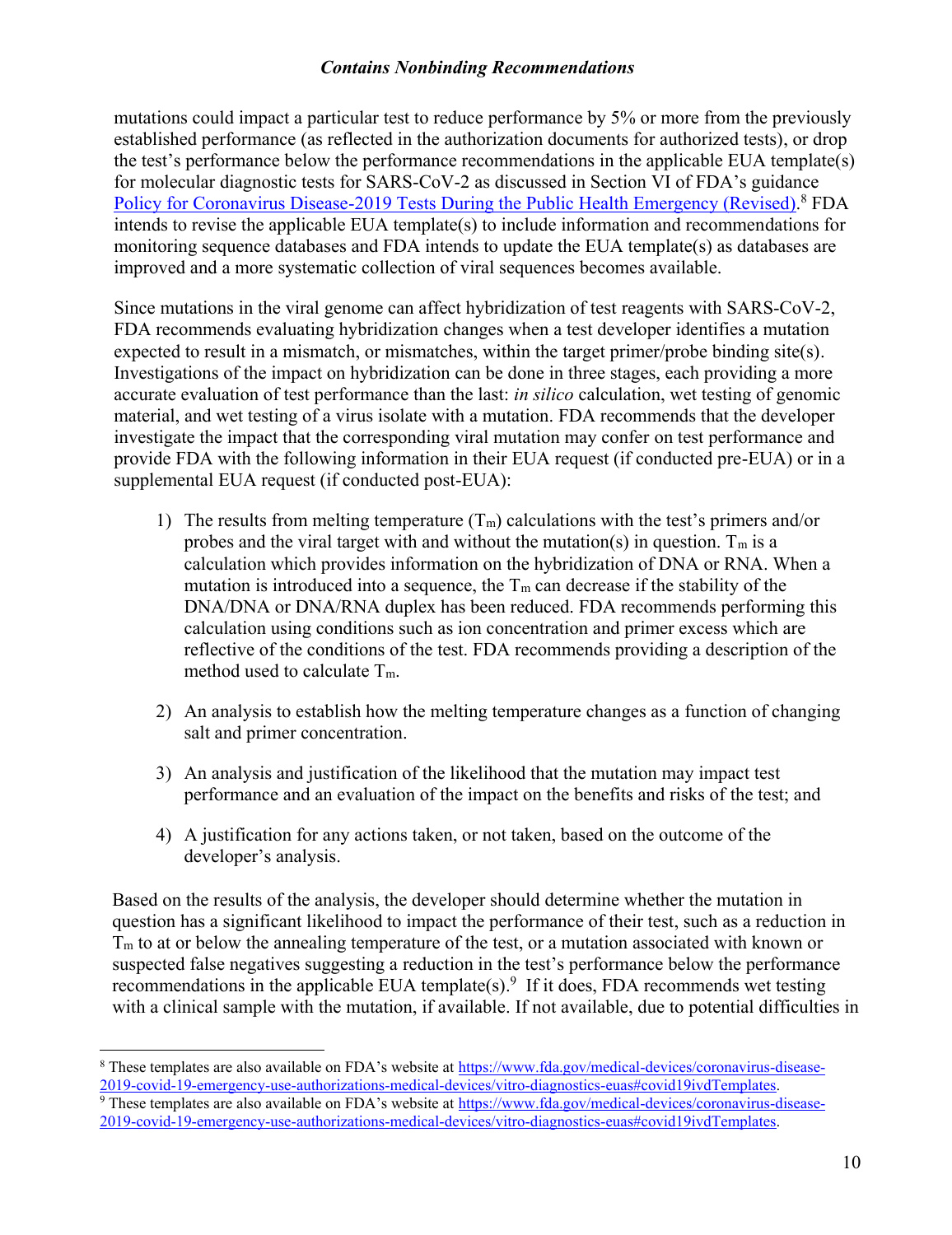mutations could impact a particular test to reduce performance by 5% or more from the previously established performance (as reflected in the authorization documents for authorized tests), or drop the test's performance below the performance recommendations in the applicable EUA template(s) for molecular diagnostic tests for SARS-CoV-2 as discussed in Section VI of FDA's guidance [Policy for Coronavirus Disease-2019 Tests During the Public Health Emergency (Revised)](https://www.fda.gov/).[8] FDA intends to revise the applicable EUA template(s) to include information and recommendations for monitoring sequence databases and FDA intends to update the EUA template(s) as databases are improved and a more systematic collection of viral sequences becomes available.

Since mutations in the viral genome can affect hybridization of test reagents with SARS-CoV-2, FDA recommends evaluating hybridization changes when a test developer identifies a mutation expected to result in a mismatch, or mismatches, within the target primer/probe binding site(s). Investigations of the impact on hybridization can be done in three stages, each providing a more accurate evaluation of test performance than the last: *in silico* calculation, wet testing of genomic material, and wet testing of a virus isolate with a mutation. FDA recommends that the developer investigate the impact that the corresponding viral mutation may confer on test performance and provide FDA with the following information in their EUA request (if conducted pre-EUA) or in a supplemental EUA request (if conducted post-EUA):

1) The results from melting temperature ($T_m$) calculations with the test's primers and/or probes and the viral target with and without the mutation(s) in question. $T_m$ is a calculation which provides information on the hybridization of DNA or RNA. When a mutation is introduced into a sequence, the $T_m$ can decrease if the stability of the DNA/DNA or DNA/RNA duplex has been reduced. FDA recommends performing this calculation using conditions such as ion concentration and primer excess which are reflective of the conditions of the test. FDA recommends providing a description of the method used to calculate $T_m$.

2) An analysis to establish how the melting temperature changes as a function of changing salt and primer concentration.

3) An analysis and justification of the likelihood that the mutation may impact test performance and an evaluation of the impact on the benefits and risks of the test; and

4) A justification for any actions taken, or not taken, based on the outcome of the developer's analysis.

Based on the results of the analysis, the developer should determine whether the mutation in question has a significant likelihood to impact the performance of their test, such as a reduction in $T_m$ to at or below the annealing temperature of the test, or a mutation associated with known or suspected false negatives suggesting a reduction in the test's performance below the performance recommendations in the applicable EUA template(s).[9] If it does, FDA recommends wet testing with a clinical sample with the mutation, if available. If not available, due to potential difficulties in

---

[8] These templates are also available on FDA's website at https://www.fda.gov/medical-devices/coronavirus-disease-2019-covid-19-emergency-use-authorizations-medical-devices/vitro-diagnostics-euas#covid19ivdTemplates.

[9] These templates are also available on FDA's website at https://www.fda.gov/medical-devices/coronavirus-disease-2019-covid-19-emergency-use-authorizations-medical-devices/vitro-diagnostics-euas#covid19ivdTemplates.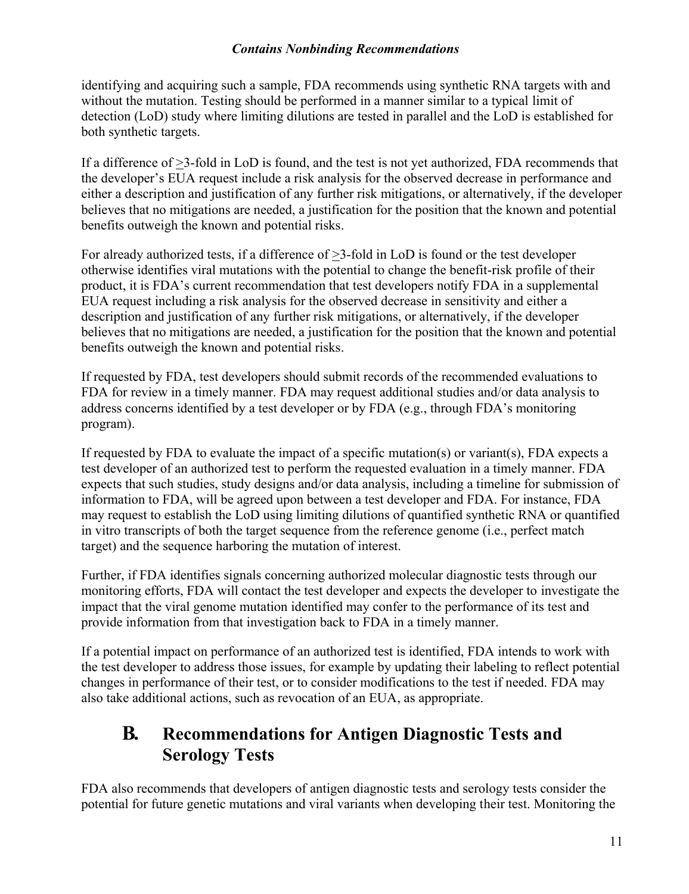identifying and acquiring such a sample, FDA recommends using synthetic RNA targets with and without the mutation. Testing should be performed in a manner similar to a typical limit of detection (LoD) study where limiting dilutions are tested in parallel and the LoD is established for both synthetic targets.

If a difference of ≥3-fold in LoD is found, and the test is not yet authorized, FDA recommends that the developer's EUA request include a risk analysis for the observed decrease in performance and either a description and justification of any further risk mitigations, or alternatively, if the developer believes that no mitigations are needed, a justification for the position that the known and potential benefits outweigh the known and potential risks.

For already authorized tests, if a difference of ≥3-fold in LoD is found or the test developer otherwise identifies viral mutations with the potential to change the benefit-risk profile of their product, it is FDA's current recommendation that test developers notify FDA in a supplemental EUA request including a risk analysis for the observed decrease in sensitivity and either a description and justification of any further risk mitigations, or alternatively, if the developer believes that no mitigations are needed, a justification for the position that the known and potential benefits outweigh the known and potential risks.

If requested by FDA, test developers should submit records of the recommended evaluations to FDA for review in a timely manner. FDA may request additional studies and/or data analysis to address concerns identified by a test developer or by FDA (e.g., through FDA's monitoring program).

If requested by FDA to evaluate the impact of a specific mutation(s) or variant(s), FDA expects a test developer of an authorized test to perform the requested evaluation in a timely manner. FDA expects that such studies, study designs and/or data analysis, including a timeline for submission of information to FDA, will be agreed upon between a test developer and FDA. For instance, FDA may request to establish the LoD using limiting dilutions of quantified synthetic RNA or quantified in vitro transcripts of both the target sequence from the reference genome (i.e., perfect match target) and the sequence harboring the mutation of interest.

Further, if FDA identifies signals concerning authorized molecular diagnostic tests through our monitoring efforts, FDA will contact the test developer and expects the developer to investigate the impact that the viral genome mutation identified may confer to the performance of its test and provide information from that investigation back to FDA in a timely manner.

If a potential impact on performance of an authorized test is identified, FDA intends to work with the test developer to address those issues, for example by updating their labeling to reflect potential changes in performance of their test, or to consider modifications to the test if needed. FDA may also take additional actions, such as revocation of an EUA, as appropriate.

## B. Recommendations for Antigen Diagnostic Tests and Serology Tests

FDA also recommends that developers of antigen diagnostic tests and serology tests consider the potential for future genetic mutations and viral variants when developing their test. Monitoring the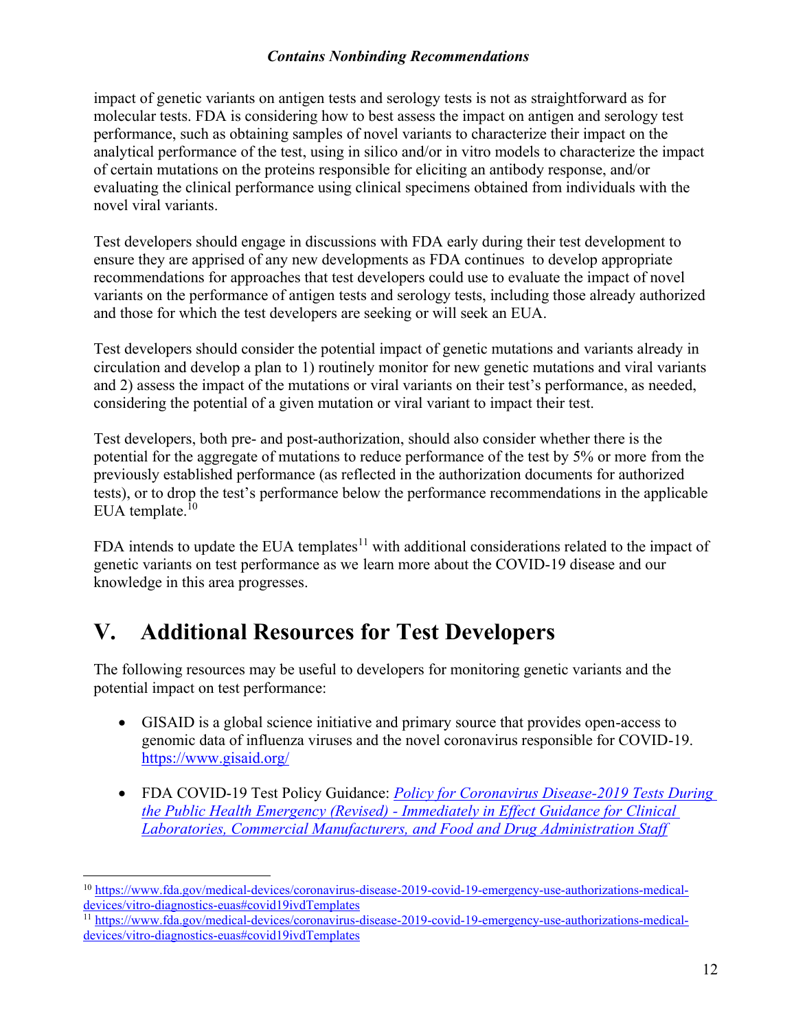impact of genetic variants on antigen tests and serology tests is not as straightforward as for molecular tests. FDA is considering how to best assess the impact on antigen and serology test performance, such as obtaining samples of novel variants to characterize their impact on the analytical performance of the test, using in silico and/or in vitro models to characterize the impact of certain mutations on the proteins responsible for eliciting an antibody response, and/or evaluating the clinical performance using clinical specimens obtained from individuals with the novel viral variants.

Test developers should engage in discussions with FDA early during their test development to ensure they are apprised of any new developments as FDA continues to develop appropriate recommendations for approaches that test developers could use to evaluate the impact of novel variants on the performance of antigen tests and serology tests, including those already authorized and those for which the test developers are seeking or will seek an EUA.

Test developers should consider the potential impact of genetic mutations and variants already in circulation and develop a plan to 1) routinely monitor for new genetic mutations and viral variants and 2) assess the impact of the mutations or viral variants on their test's performance, as needed, considering the potential of a given mutation or viral variant to impact their test.

Test developers, both pre- and post-authorization, should also consider whether there is the potential for the aggregate of mutations to reduce performance of the test by 5% or more from the previously established performance (as reflected in the authorization documents for authorized tests), or to drop the test's performance below the performance recommendations in the applicable EUA template.[10]

FDA intends to update the EUA templates[11] with additional considerations related to the impact of genetic variants on test performance as we learn more about the COVID-19 disease and our knowledge in this area progresses.

# V. Additional Resources for Test Developers

The following resources may be useful to developers for monitoring genetic variants and the potential impact on test performance:

- GISAID is a global science initiative and primary source that provides open-access to genomic data of influenza viruses and the novel coronavirus responsible for COVID-19. https://www.gisaid.org/

- FDA COVID-19 Test Policy Guidance: *Policy for Coronavirus Disease-2019 Tests During the Public Health Emergency (Revised) - Immediately in Effect Guidance for Clinical Laboratories, Commercial Manufacturers, and Food and Drug Administration Staff*

---

[10] https://www.fda.gov/medical-devices/coronavirus-disease-2019-covid-19-emergency-use-authorizations-medical-devices/vitro-diagnostics-euas#covid19ivdTemplates

[11] https://www.fda.gov/medical-devices/coronavirus-disease-2019-covid-19-emergency-use-authorizations-medical-devices/vitro-diagnostics-euas#covid19ivdTemplates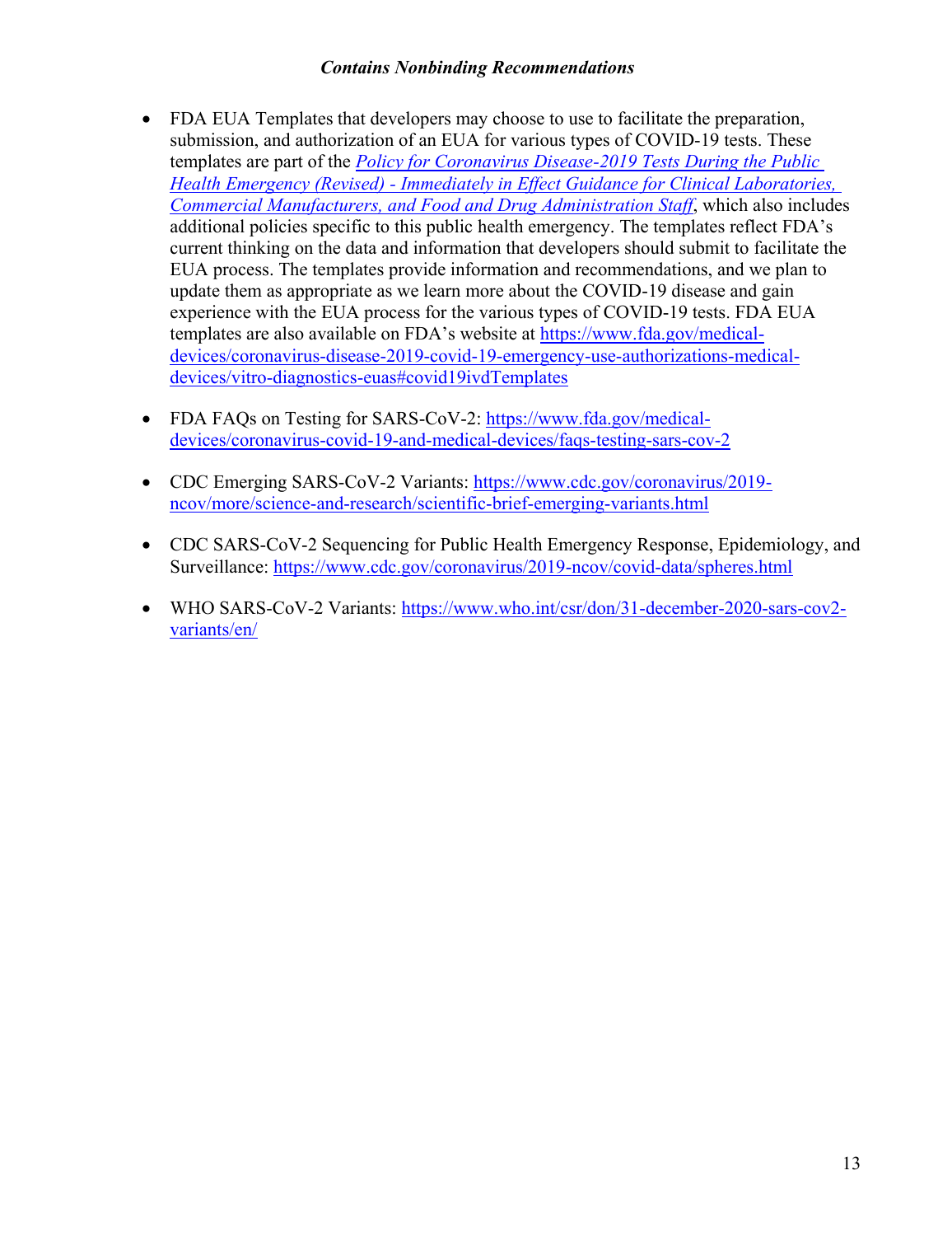- FDA EUA Templates that developers may choose to use to facilitate the preparation, submission, and authorization of an EUA for various types of COVID-19 tests. These templates are part of the *Policy for Coronavirus Disease-2019 Tests During the Public Health Emergency (Revised) - Immediately in Effect Guidance for Clinical Laboratories, Commercial Manufacturers, and Food and Drug Administration Staff*, which also includes additional policies specific to this public health emergency. The templates reflect FDA's current thinking on the data and information that developers should submit to facilitate the EUA process. The templates provide information and recommendations, and we plan to update them as appropriate as we learn more about the COVID-19 disease and gain experience with the EUA process for the various types of COVID-19 tests. FDA EUA templates are also available on FDA's website at https://www.fda.gov/medical-devices/coronavirus-disease-2019-covid-19-emergency-use-authorizations-medical-devices/vitro-diagnostics-euas#covid19ivdTemplates

- FDA FAQs on Testing for SARS-CoV-2: https://www.fda.gov/medical-devices/coronavirus-covid-19-and-medical-devices/faqs-testing-sars-cov-2

- CDC Emerging SARS-CoV-2 Variants: https://www.cdc.gov/coronavirus/2019-ncov/more/science-and-research/scientific-brief-emerging-variants.html

- CDC SARS-CoV-2 Sequencing for Public Health Emergency Response, Epidemiology, and Surveillance: https://www.cdc.gov/coronavirus/2019-ncov/covid-data/spheres.html

- WHO SARS-CoV-2 Variants: https://www.who.int/csr/don/31-december-2020-sars-cov2-variants/en/